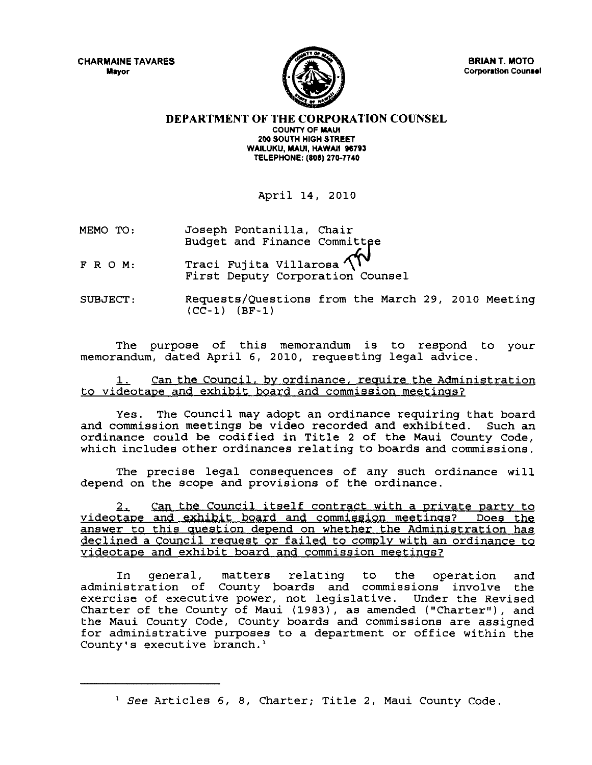CHARMAINE TAVARES
Mayor

BRIAN T. MOTO
Corporation Counsel

**DEPARTMENT OF THE CORPORATION COUNSEL**
COUNTY OF MAUI
200 SOUTH HIGH STREET
WAILUKU, MAUI, HAWAII 96793
TELEPHONE: (808) 270-7740

April 14, 2010

MEMO TO: Joseph Pontanilla, Chair
Budget and Finance Committee

F R O M: Traci Fujita Villarosa
First Deputy Corporation Counsel

SUBJECT: Requests/Questions from the March 29, 2010 Meeting (CC-1) (BF-1)

The purpose of this memorandum is to respond to your memorandum, dated April 6, 2010, requesting legal advice.

1. Can the Council, by ordinance, require the Administration to videotape and exhibit board and commission meetings?

Yes. The Council may adopt an ordinance requiring that board and commission meetings be video recorded and exhibited. Such an ordinance could be codified in Title 2 of the Maui County Code, which includes other ordinances relating to boards and commissions.

The precise legal consequences of any such ordinance will depend on the scope and provisions of the ordinance.

2. Can the Council itself contract with a private party to videotape and exhibit board and commission meetings? Does the answer to this question depend on whether the Administration has declined a Council request or failed to comply with an ordinance to videotape and exhibit board and commission meetings?

In general, matters relating to the operation and administration of County boards and commissions involve the exercise of executive power, not legislative. Under the Revised Charter of the County of Maui (1983), as amended ("Charter"), and the Maui County Code, County boards and commissions are assigned for administrative purposes to a department or office within the County's executive branch.[1]

[1] *See* Articles 6, 8, Charter; Title 2, Maui County Code.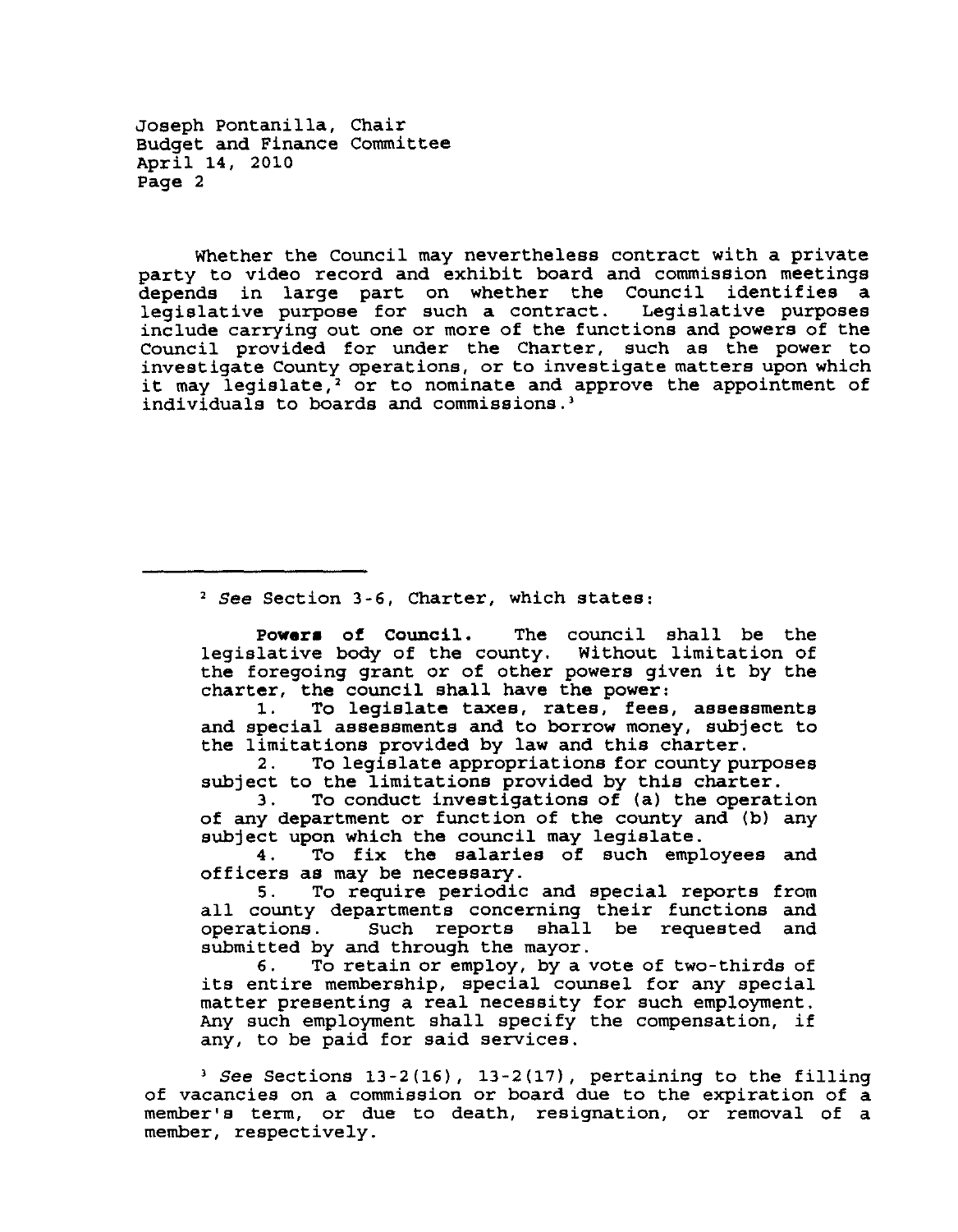Whether the Council may nevertheless contract with a private party to video record and exhibit board and commission meetings depends in large part on whether the Council identifies a legislative purpose for such a contract. Legislative purposes include carrying out one or more of the functions and powers of the Council provided for under the Charter, such as the power to investigate County operations, or to investigate matters upon which it may legislate,[2] or to nominate and approve the appointment of individuals to boards and commissions.[3]

---

[2] *See* Section 3-6, Charter, which states:

> **Powers of Council.** The council shall be the legislative body of the county. Without limitation of the foregoing grant or of other powers given it by the charter, the council shall have the power:
>
> 1. To legislate taxes, rates, fees, assessments and special assessments and to borrow money, subject to the limitations provided by law and this charter.
> 2. To legislate appropriations for county purposes subject to the limitations provided by this charter.
> 3. To conduct investigations of (a) the operation of any department or function of the county and (b) any subject upon which the council may legislate.
> 4. To fix the salaries of such employees and officers as may be necessary.
> 5. To require periodic and special reports from all county departments concerning their functions and operations. Such reports shall be requested and submitted by and through the mayor.
> 6. To retain or employ, by a vote of two-thirds of its entire membership, special counsel for any special matter presenting a real necessity for such employment. Any such employment shall specify the compensation, if any, to be paid for said services.

[3] *See* Sections 13-2(16), 13-2(17), pertaining to the filling of vacancies on a commission or board due to the expiration of a member's term, or due to death, resignation, or removal of a member, respectively.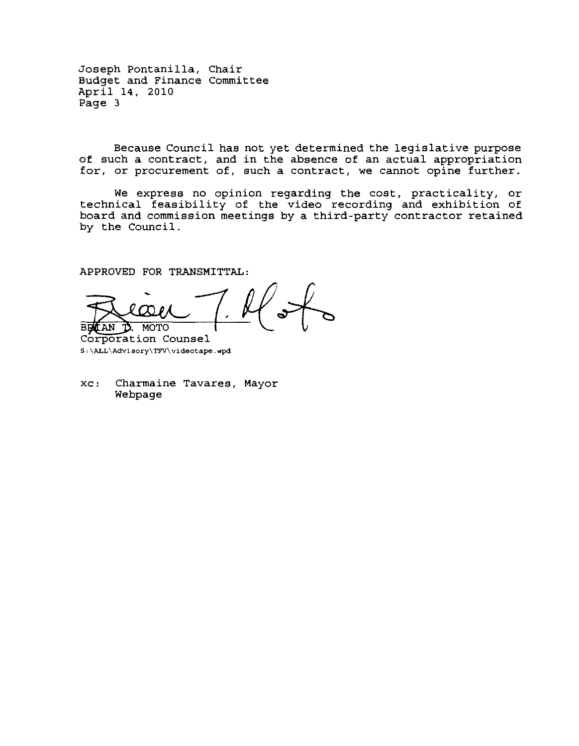Because Council has not yet determined the legislative purpose of such a contract, and in the absence of an actual appropriation for, or procurement of, such a contract, we cannot opine further.

We express no opinion regarding the cost, practicality, or technical feasibility of the video recording and exhibition of board and commission meetings by a third-party contractor retained by the Council.

APPROVED FOR TRANSMITTAL:

BRIAN T. MOTO
Corporation Counsel
S:\ALL\Advisory\TFV\videotape.wpd

xc: Charmaine Tavares, Mayor
Webpage